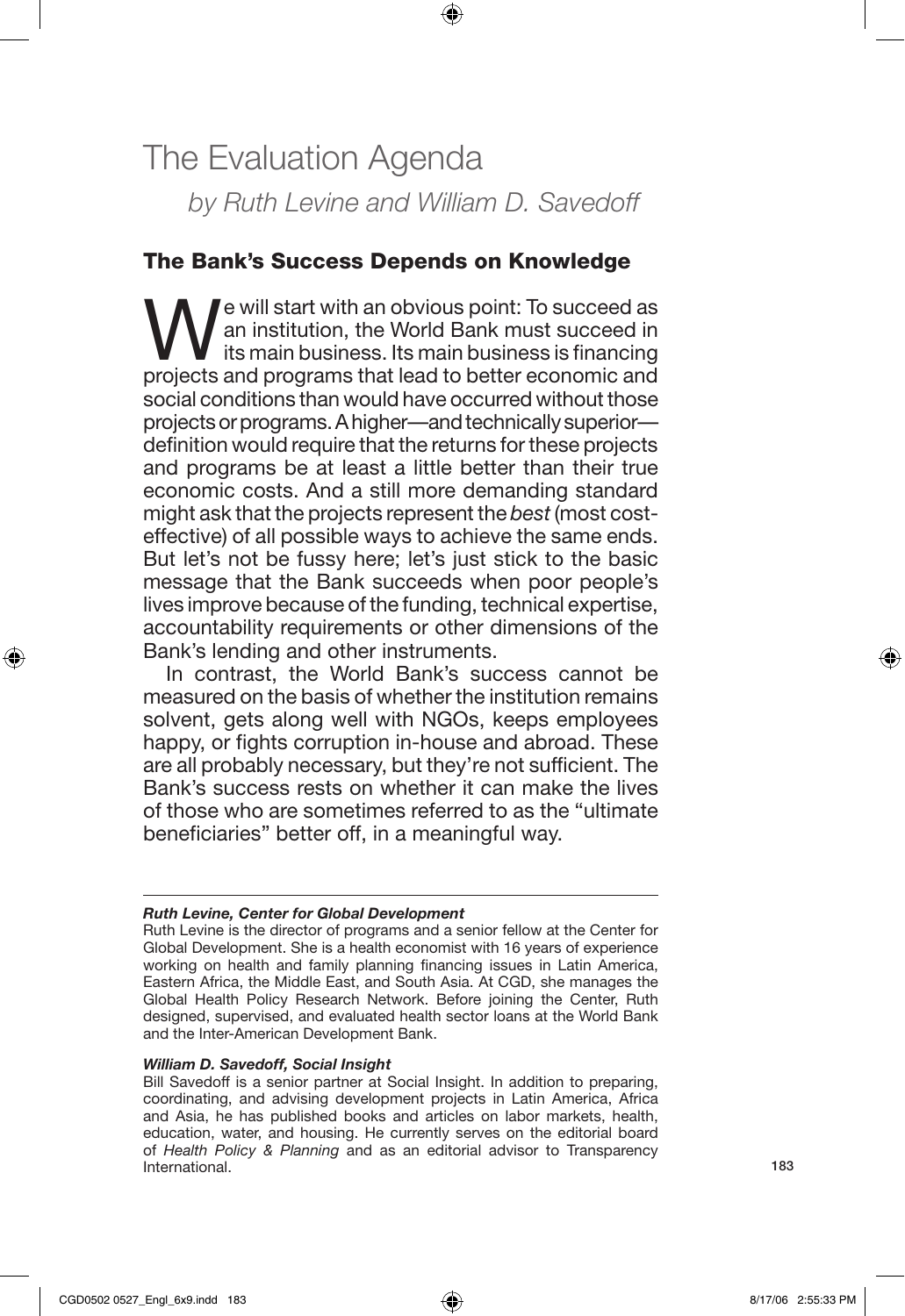# The Evaluation Agenda

*by Ruth Levine and William D. Savedoff*

## The Bank's Success Depends on Knowledge

We will start with an obvious point: To succeed as an institution, the World Bank must succeed in its main business. Its main business is financing projects and programs that lead to better economic and social conditions than would have occurred without those projects or programs. A higher—and technically superior—definition would require that the returns for these projects and programs be at least a little better than their true economic costs. And a still more demanding standard might ask that the projects represent the *best* (most cost-effective) of all possible ways to achieve the same ends. But let's not be fussy here; let's just stick to the basic message that the Bank succeeds when poor people's lives improve because of the funding, technical expertise, accountability requirements or other dimensions of the Bank's lending and other instruments.

In contrast, the World Bank's success cannot be measured on the basis of whether the institution remains solvent, gets along well with NGOs, keeps employees happy, or fights corruption in-house and abroad. These are all probably necessary, but they're not sufficient. The Bank's success rests on whether it can make the lives of those who are sometimes referred to as the "ultimate beneficiaries" better off, in a meaningful way.

---

***Ruth Levine, Center for Global Development***

Ruth Levine is the director of programs and a senior fellow at the Center for Global Development. She is a health economist with 16 years of experience working on health and family planning financing issues in Latin America, Eastern Africa, the Middle East, and South Asia. At CGD, she manages the Global Health Policy Research Network. Before joining the Center, Ruth designed, supervised, and evaluated health sector loans at the World Bank and the Inter-American Development Bank.

***William D. Savedoff, Social Insight***

Bill Savedoff is a senior partner at Social Insight. In addition to preparing, coordinating, and advising development projects in Latin America, Africa and Asia, he has published books and articles on labor markets, health, education, water, and housing. He currently serves on the editorial board of *Health Policy & Planning* and as an editorial advisor to Transparency International.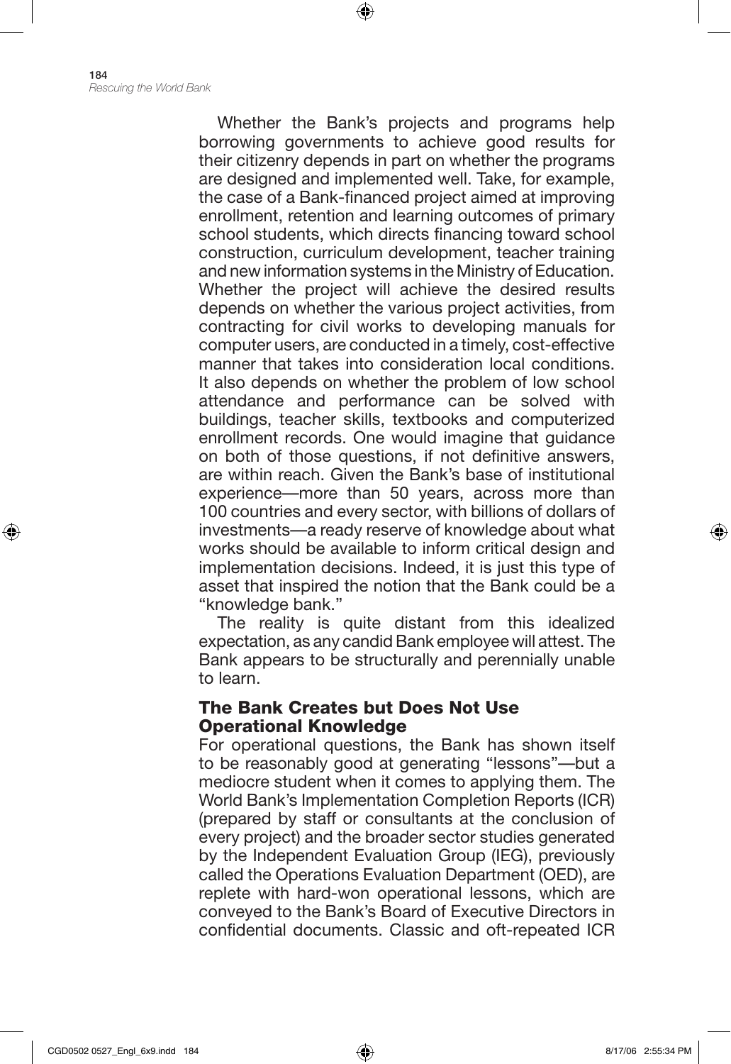Whether the Bank's projects and programs help borrowing governments to achieve good results for their citizenry depends in part on whether the programs are designed and implemented well. Take, for example, the case of a Bank-financed project aimed at improving enrollment, retention and learning outcomes of primary school students, which directs financing toward school construction, curriculum development, teacher training and new information systems in the Ministry of Education. Whether the project will achieve the desired results depends on whether the various project activities, from contracting for civil works to developing manuals for computer users, are conducted in a timely, cost-effective manner that takes into consideration local conditions. It also depends on whether the problem of low school attendance and performance can be solved with buildings, teacher skills, textbooks and computerized enrollment records. One would imagine that guidance on both of those questions, if not definitive answers, are within reach. Given the Bank's base of institutional experience—more than 50 years, across more than 100 countries and every sector, with billions of dollars of investments—a ready reserve of knowledge about what works should be available to inform critical design and implementation decisions. Indeed, it is just this type of asset that inspired the notion that the Bank could be a "knowledge bank."

The reality is quite distant from this idealized expectation, as any candid Bank employee will attest. The Bank appears to be structurally and perennially unable to learn.

## The Bank Creates but Does Not Use Operational Knowledge

For operational questions, the Bank has shown itself to be reasonably good at generating "lessons"—but a mediocre student when it comes to applying them. The World Bank's Implementation Completion Reports (ICR) (prepared by staff or consultants at the conclusion of every project) and the broader sector studies generated by the Independent Evaluation Group (IEG), previously called the Operations Evaluation Department (OED), are replete with hard-won operational lessons, which are conveyed to the Bank's Board of Executive Directors in confidential documents. Classic and oft-repeated ICR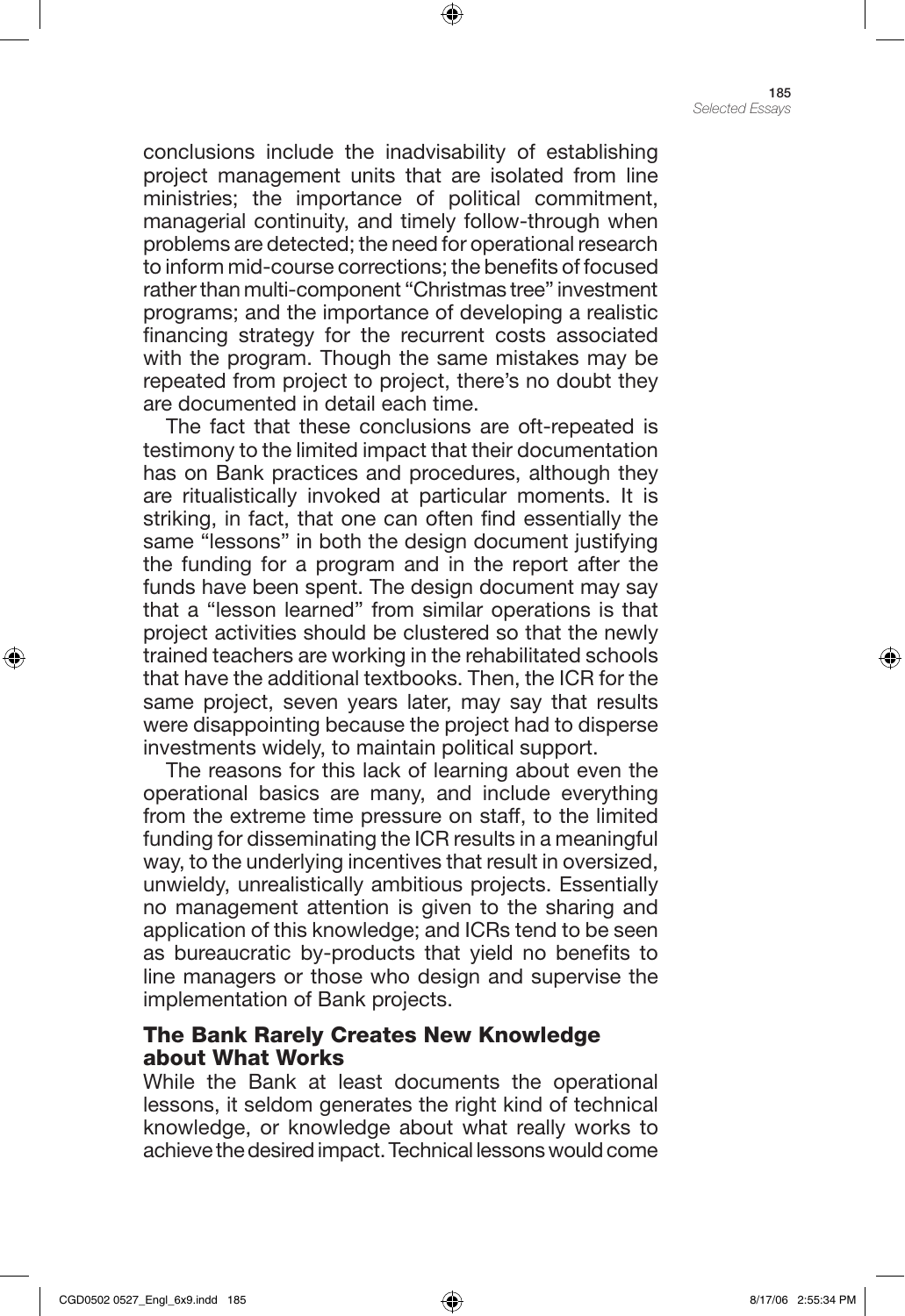conclusions include the inadvisability of establishing project management units that are isolated from line ministries; the importance of political commitment, managerial continuity, and timely follow-through when problems are detected; the need for operational research to inform mid-course corrections; the benefits of focused rather than multi-component "Christmas tree" investment programs; and the importance of developing a realistic financing strategy for the recurrent costs associated with the program. Though the same mistakes may be repeated from project to project, there's no doubt they are documented in detail each time.

The fact that these conclusions are oft-repeated is testimony to the limited impact that their documentation has on Bank practices and procedures, although they are ritualistically invoked at particular moments. It is striking, in fact, that one can often find essentially the same "lessons" in both the design document justifying the funding for a program and in the report after the funds have been spent. The design document may say that a "lesson learned" from similar operations is that project activities should be clustered so that the newly trained teachers are working in the rehabilitated schools that have the additional textbooks. Then, the ICR for the same project, seven years later, may say that results were disappointing because the project had to disperse investments widely, to maintain political support.

The reasons for this lack of learning about even the operational basics are many, and include everything from the extreme time pressure on staff, to the limited funding for disseminating the ICR results in a meaningful way, to the underlying incentives that result in oversized, unwieldy, unrealistically ambitious projects. Essentially no management attention is given to the sharing and application of this knowledge; and ICRs tend to be seen as bureaucratic by-products that yield no benefits to line managers or those who design and supervise the implementation of Bank projects.

### The Bank Rarely Creates New Knowledge about What Works

While the Bank at least documents the operational lessons, it seldom generates the right kind of technical knowledge, or knowledge about what really works to achieve the desired impact. Technical lessons would come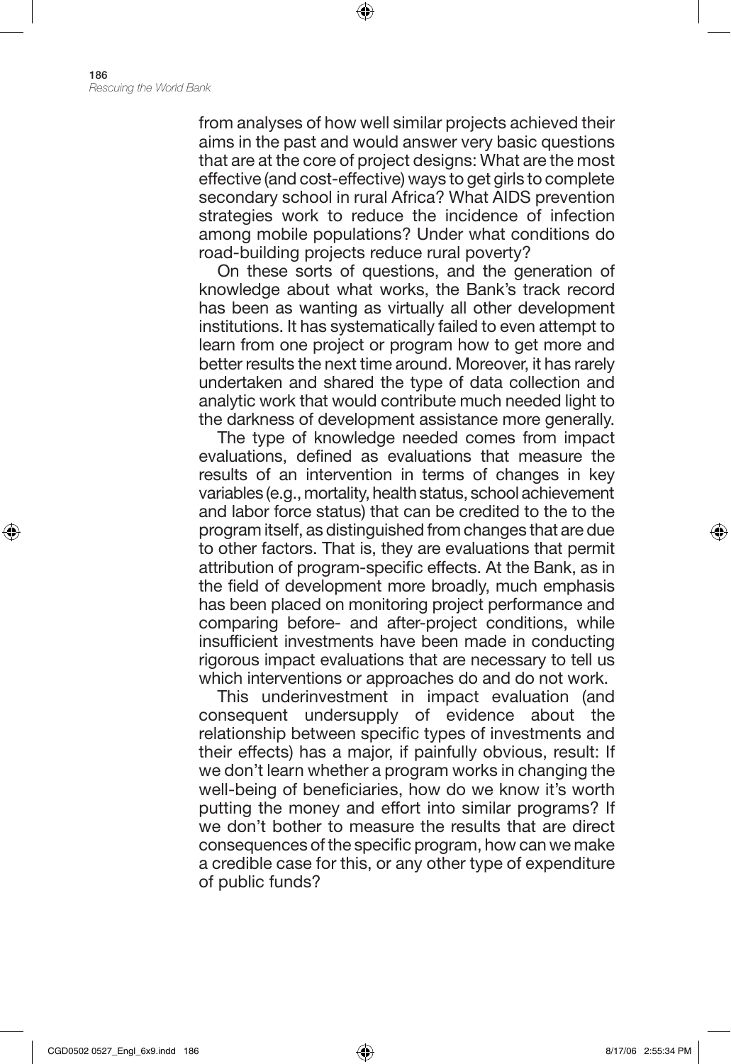from analyses of how well similar projects achieved their aims in the past and would answer very basic questions that are at the core of project designs: What are the most effective (and cost-effective) ways to get girls to complete secondary school in rural Africa? What AIDS prevention strategies work to reduce the incidence of infection among mobile populations? Under what conditions do road-building projects reduce rural poverty?

On these sorts of questions, and the generation of knowledge about what works, the Bank's track record has been as wanting as virtually all other development institutions. It has systematically failed to even attempt to learn from one project or program how to get more and better results the next time around. Moreover, it has rarely undertaken and shared the type of data collection and analytic work that would contribute much needed light to the darkness of development assistance more generally.

The type of knowledge needed comes from impact evaluations, defined as evaluations that measure the results of an intervention in terms of changes in key variables (e.g., mortality, health status, school achievement and labor force status) that can be credited to the to the program itself, as distinguished from changes that are due to other factors. That is, they are evaluations that permit attribution of program-specific effects. At the Bank, as in the field of development more broadly, much emphasis has been placed on monitoring project performance and comparing before- and after-project conditions, while insufficient investments have been made in conducting rigorous impact evaluations that are necessary to tell us which interventions or approaches do and do not work.

This underinvestment in impact evaluation (and consequent undersupply of evidence about the relationship between specific types of investments and their effects) has a major, if painfully obvious, result: If we don't learn whether a program works in changing the well-being of beneficiaries, how do we know it's worth putting the money and effort into similar programs? If we don't bother to measure the results that are direct consequences of the specific program, how can we make a credible case for this, or any other type of expenditure of public funds?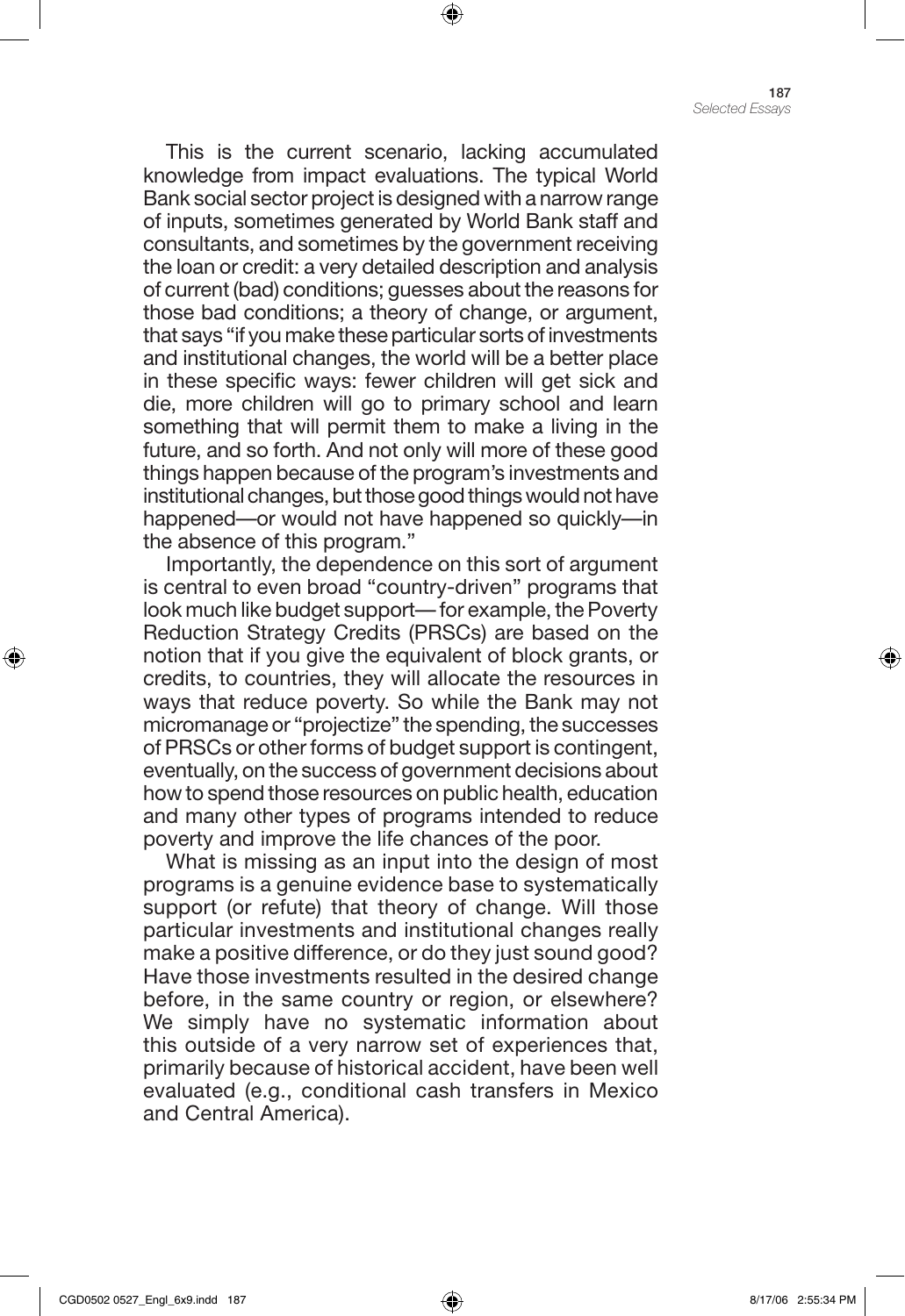This is the current scenario, lacking accumulated knowledge from impact evaluations. The typical World Bank social sector project is designed with a narrow range of inputs, sometimes generated by World Bank staff and consultants, and sometimes by the government receiving the loan or credit: a very detailed description and analysis of current (bad) conditions; guesses about the reasons for those bad conditions; a theory of change, or argument, that says "if you make these particular sorts of investments and institutional changes, the world will be a better place in these specific ways: fewer children will get sick and die, more children will go to primary school and learn something that will permit them to make a living in the future, and so forth. And not only will more of these good things happen because of the program's investments and institutional changes, but those good things would not have happened—or would not have happened so quickly—in the absence of this program."

Importantly, the dependence on this sort of argument is central to even broad "country-driven" programs that look much like budget support— for example, the Poverty Reduction Strategy Credits (PRSCs) are based on the notion that if you give the equivalent of block grants, or credits, to countries, they will allocate the resources in ways that reduce poverty. So while the Bank may not micromanage or "projectize" the spending, the successes of PRSCs or other forms of budget support is contingent, eventually, on the success of government decisions about how to spend those resources on public health, education and many other types of programs intended to reduce poverty and improve the life chances of the poor.

What is missing as an input into the design of most programs is a genuine evidence base to systematically support (or refute) that theory of change. Will those particular investments and institutional changes really make a positive difference, or do they just sound good? Have those investments resulted in the desired change before, in the same country or region, or elsewhere? We simply have no systematic information about this outside of a very narrow set of experiences that, primarily because of historical accident, have been well evaluated (e.g., conditional cash transfers in Mexico and Central America).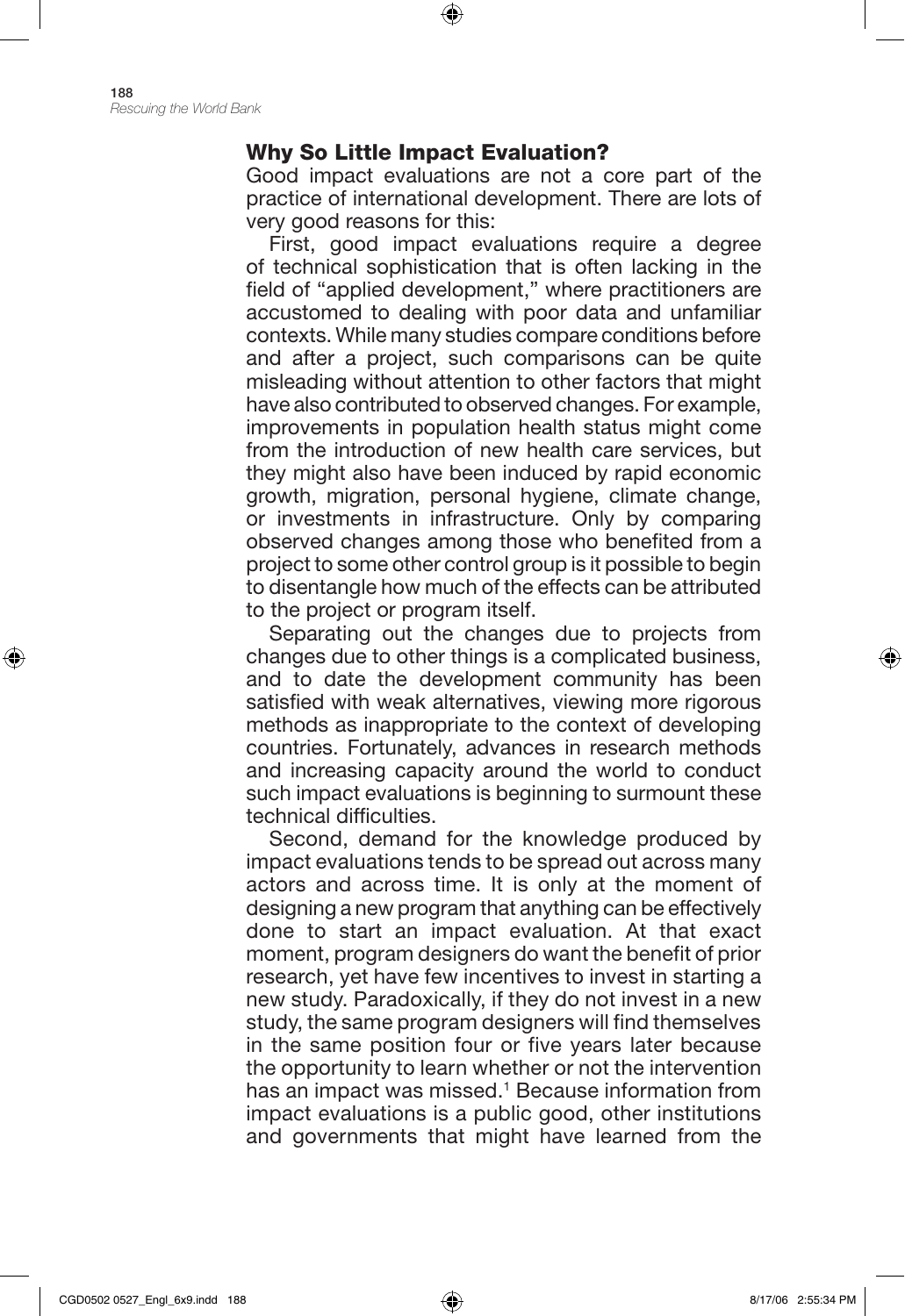## Why So Little Impact Evaluation?

Good impact evaluations are not a core part of the practice of international development. There are lots of very good reasons for this:

First, good impact evaluations require a degree of technical sophistication that is often lacking in the field of "applied development," where practitioners are accustomed to dealing with poor data and unfamiliar contexts. While many studies compare conditions before and after a project, such comparisons can be quite misleading without attention to other factors that might have also contributed to observed changes. For example, improvements in population health status might come from the introduction of new health care services, but they might also have been induced by rapid economic growth, migration, personal hygiene, climate change, or investments in infrastructure. Only by comparing observed changes among those who benefited from a project to some other control group is it possible to begin to disentangle how much of the effects can be attributed to the project or program itself.

Separating out the changes due to projects from changes due to other things is a complicated business, and to date the development community has been satisfied with weak alternatives, viewing more rigorous methods as inappropriate to the context of developing countries. Fortunately, advances in research methods and increasing capacity around the world to conduct such impact evaluations is beginning to surmount these technical difficulties.

Second, demand for the knowledge produced by impact evaluations tends to be spread out across many actors and across time. It is only at the moment of designing a new program that anything can be effectively done to start an impact evaluation. At that exact moment, program designers do want the benefit of prior research, yet have few incentives to invest in starting a new study. Paradoxically, if they do not invest in a new study, the same program designers will find themselves in the same position four or five years later because the opportunity to learn whether or not the intervention has an impact was missed.[1] Because information from impact evaluations is a public good, other institutions and governments that might have learned from the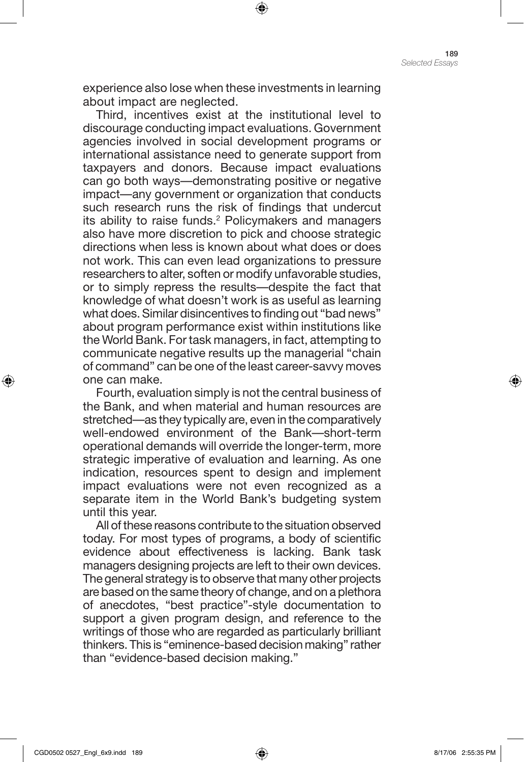experience also lose when these investments in learning about impact are neglected.

Third, incentives exist at the institutional level to discourage conducting impact evaluations. Government agencies involved in social development programs or international assistance need to generate support from taxpayers and donors. Because impact evaluations can go both ways—demonstrating positive or negative impact—any government or organization that conducts such research runs the risk of findings that undercut its ability to raise funds.[2] Policymakers and managers also have more discretion to pick and choose strategic directions when less is known about what does or does not work. This can even lead organizations to pressure researchers to alter, soften or modify unfavorable studies, or to simply repress the results—despite the fact that knowledge of what doesn't work is as useful as learning what does. Similar disincentives to finding out "bad news" about program performance exist within institutions like the World Bank. For task managers, in fact, attempting to communicate negative results up the managerial "chain of command" can be one of the least career-savvy moves one can make.

Fourth, evaluation simply is not the central business of the Bank, and when material and human resources are stretched—as they typically are, even in the comparatively well-endowed environment of the Bank—short-term operational demands will override the longer-term, more strategic imperative of evaluation and learning. As one indication, resources spent to design and implement impact evaluations were not even recognized as a separate item in the World Bank's budgeting system until this year.

All of these reasons contribute to the situation observed today. For most types of programs, a body of scientific evidence about effectiveness is lacking. Bank task managers designing projects are left to their own devices. The general strategy is to observe that many other projects are based on the same theory of change, and on a plethora of anecdotes, "best practice"-style documentation to support a given program design, and reference to the writings of those who are regarded as particularly brilliant thinkers. This is "eminence-based decision making" rather than "evidence-based decision making."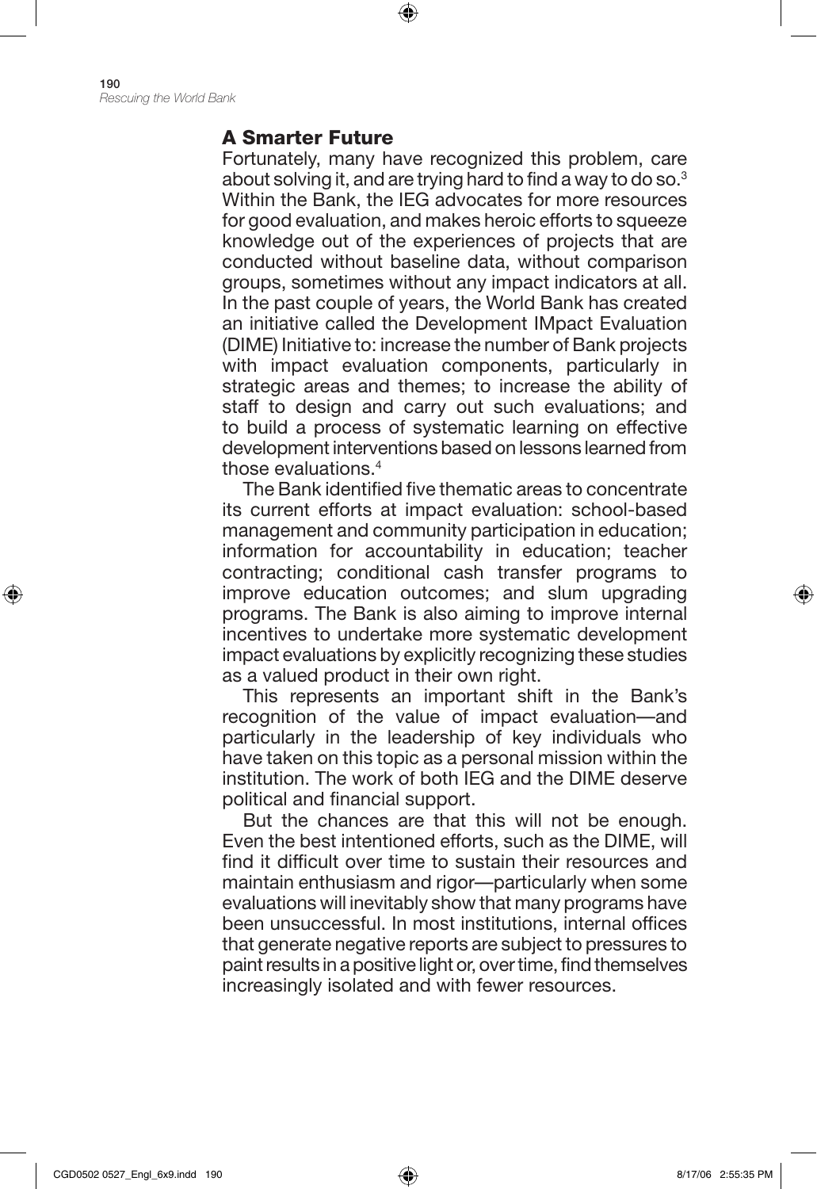## A Smarter Future

Fortunately, many have recognized this problem, care about solving it, and are trying hard to find a way to do so.[3] Within the Bank, the IEG advocates for more resources for good evaluation, and makes heroic efforts to squeeze knowledge out of the experiences of projects that are conducted without baseline data, without comparison groups, sometimes without any impact indicators at all. In the past couple of years, the World Bank has created an initiative called the Development IMpact Evaluation (DIME) Initiative to: increase the number of Bank projects with impact evaluation components, particularly in strategic areas and themes; to increase the ability of staff to design and carry out such evaluations; and to build a process of systematic learning on effective development interventions based on lessons learned from those evaluations.[4]

The Bank identified five thematic areas to concentrate its current efforts at impact evaluation: school-based management and community participation in education; information for accountability in education; teacher contracting; conditional cash transfer programs to improve education outcomes; and slum upgrading programs. The Bank is also aiming to improve internal incentives to undertake more systematic development impact evaluations by explicitly recognizing these studies as a valued product in their own right.

This represents an important shift in the Bank's recognition of the value of impact evaluation—and particularly in the leadership of key individuals who have taken on this topic as a personal mission within the institution. The work of both IEG and the DIME deserve political and financial support.

But the chances are that this will not be enough. Even the best intentioned efforts, such as the DIME, will find it difficult over time to sustain their resources and maintain enthusiasm and rigor—particularly when some evaluations will inevitably show that many programs have been unsuccessful. In most institutions, internal offices that generate negative reports are subject to pressures to paint results in a positive light or, over time, find themselves increasingly isolated and with fewer resources.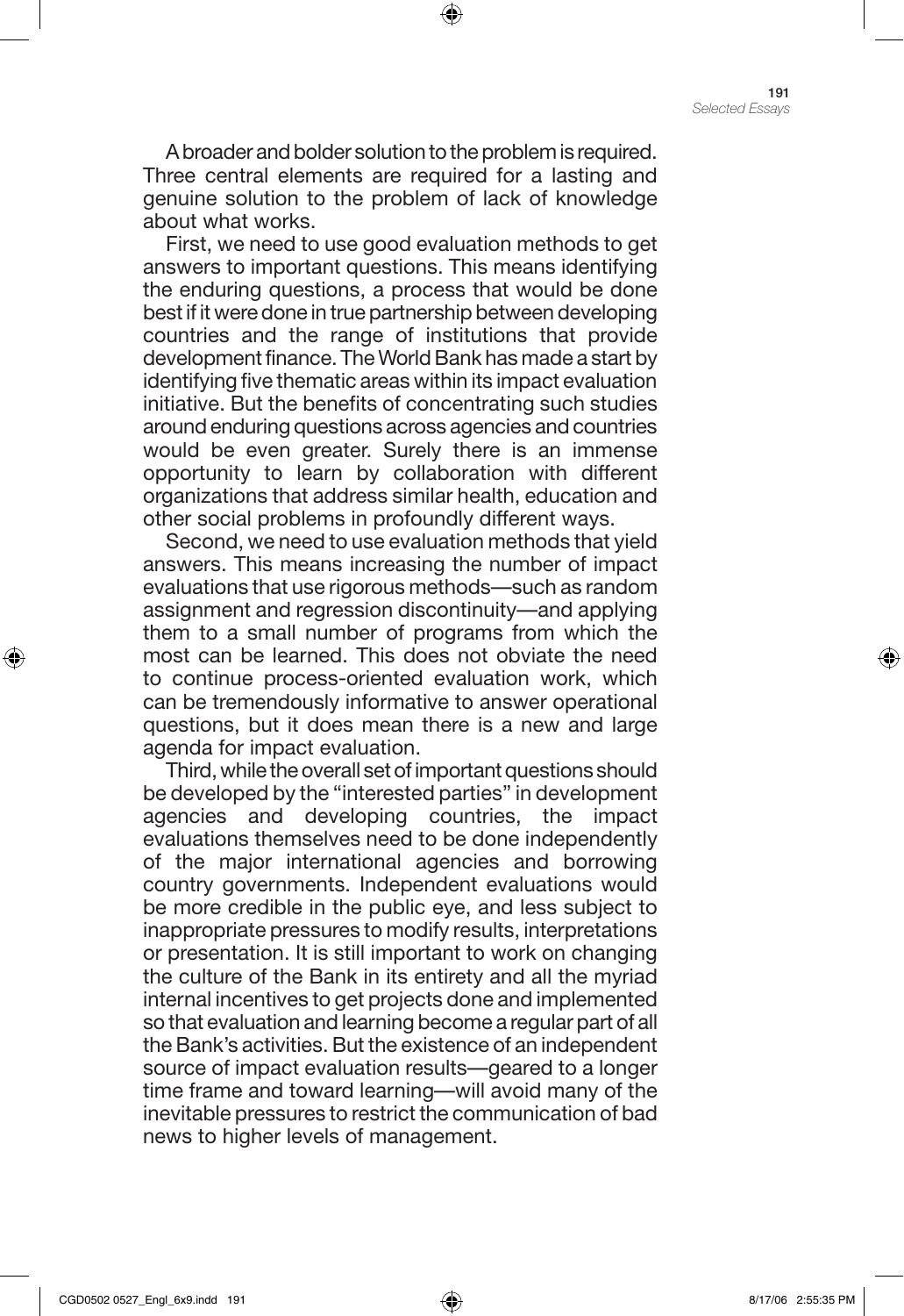A broader and bolder solution to the problem is required. Three central elements are required for a lasting and genuine solution to the problem of lack of knowledge about what works.

First, we need to use good evaluation methods to get answers to important questions. This means identifying the enduring questions, a process that would be done best if it were done in true partnership between developing countries and the range of institutions that provide development finance. The World Bank has made a start by identifying five thematic areas within its impact evaluation initiative. But the benefits of concentrating such studies around enduring questions across agencies and countries would be even greater. Surely there is an immense opportunity to learn by collaboration with different organizations that address similar health, education and other social problems in profoundly different ways.

Second, we need to use evaluation methods that yield answers. This means increasing the number of impact evaluations that use rigorous methods—such as random assignment and regression discontinuity—and applying them to a small number of programs from which the most can be learned. This does not obviate the need to continue process-oriented evaluation work, which can be tremendously informative to answer operational questions, but it does mean there is a new and large agenda for impact evaluation.

Third, while the overall set of important questions should be developed by the "interested parties" in development agencies and developing countries, the impact evaluations themselves need to be done independently of the major international agencies and borrowing country governments. Independent evaluations would be more credible in the public eye, and less subject to inappropriate pressures to modify results, interpretations or presentation. It is still important to work on changing the culture of the Bank in its entirety and all the myriad internal incentives to get projects done and implemented so that evaluation and learning become a regular part of all the Bank's activities. But the existence of an independent source of impact evaluation results—geared to a longer time frame and toward learning—will avoid many of the inevitable pressures to restrict the communication of bad news to higher levels of management.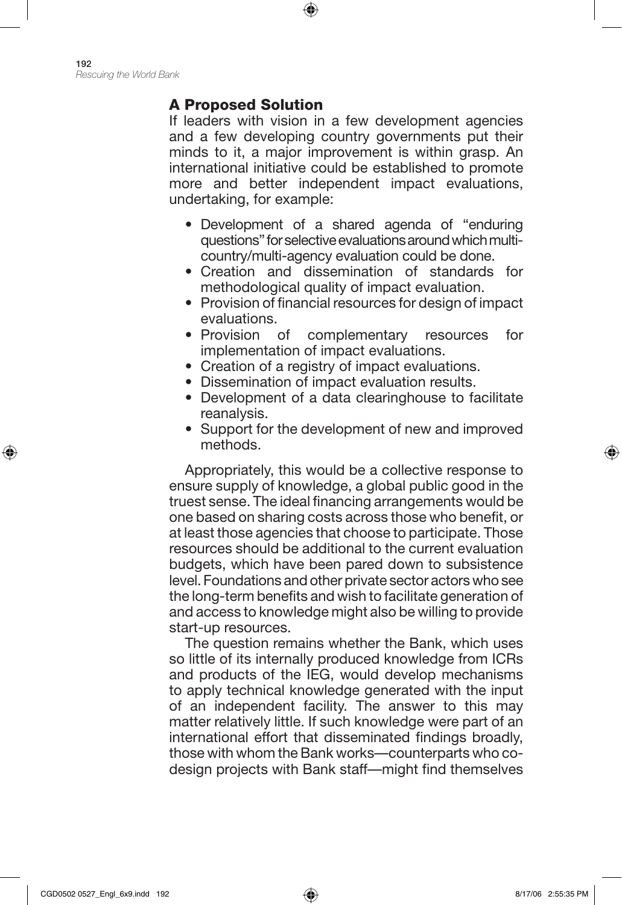## A Proposed Solution

If leaders with vision in a few development agencies and a few developing country governments put their minds to it, a major improvement is within grasp. An international initiative could be established to promote more and better independent impact evaluations, undertaking, for example:

- Development of a shared agenda of "enduring questions" for selective evaluations around which multi-country/multi-agency evaluation could be done.
- Creation and dissemination of standards for methodological quality of impact evaluation.
- Provision of financial resources for design of impact evaluations.
- Provision of complementary resources for implementation of impact evaluations.
- Creation of a registry of impact evaluations.
- Dissemination of impact evaluation results.
- Development of a data clearinghouse to facilitate reanalysis.
- Support for the development of new and improved methods.

Appropriately, this would be a collective response to ensure supply of knowledge, a global public good in the truest sense. The ideal financing arrangements would be one based on sharing costs across those who benefit, or at least those agencies that choose to participate. Those resources should be additional to the current evaluation budgets, which have been pared down to subsistence level. Foundations and other private sector actors who see the long-term benefits and wish to facilitate generation of and access to knowledge might also be willing to provide start-up resources.

The question remains whether the Bank, which uses so little of its internally produced knowledge from ICRs and products of the IEG, would develop mechanisms to apply technical knowledge generated with the input of an independent facility. The answer to this may matter relatively little. If such knowledge were part of an international effort that disseminated findings broadly, those with whom the Bank works—counterparts who co-design projects with Bank staff—might find themselves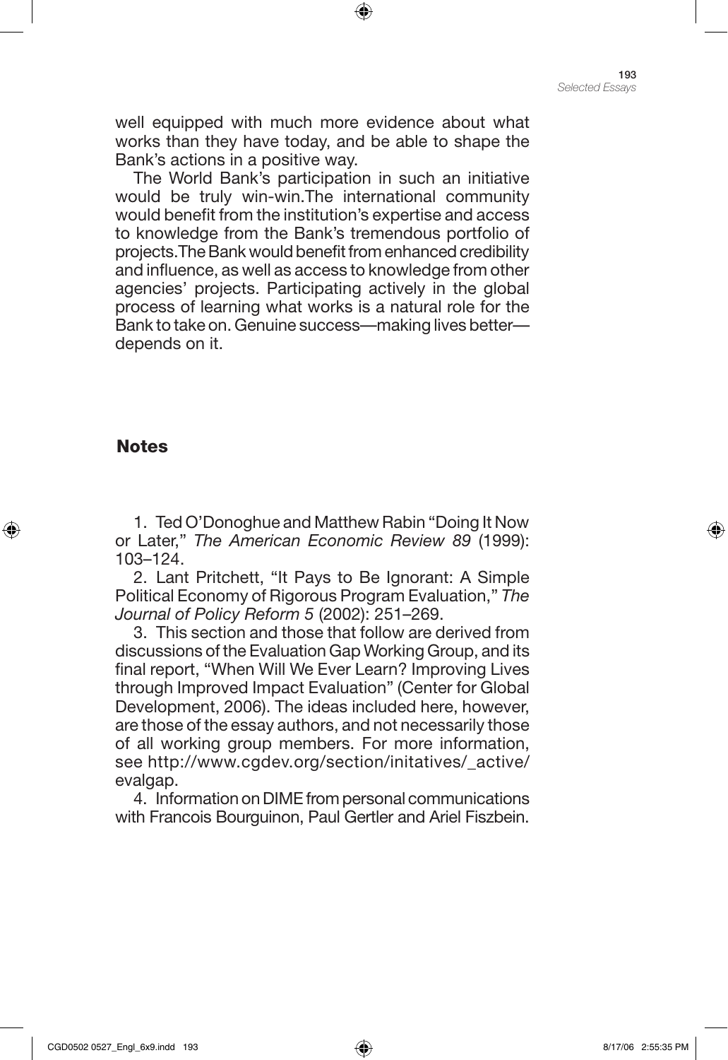well equipped with much more evidence about what works than they have today, and be able to shape the Bank's actions in a positive way.

The World Bank's participation in such an initiative would be truly win-win.The international community would benefit from the institution's expertise and access to knowledge from the Bank's tremendous portfolio of projects.The Bank would benefit from enhanced credibility and influence, as well as access to knowledge from other agencies' projects. Participating actively in the global process of learning what works is a natural role for the Bank to take on. Genuine success—making lives better—depends on it.

## Notes

1. Ted O'Donoghue and Matthew Rabin "Doing It Now or Later," *The American Economic Review 89* (1999): 103–124.

2. Lant Pritchett, "It Pays to Be Ignorant: A Simple Political Economy of Rigorous Program Evaluation," *The Journal of Policy Reform 5* (2002): 251–269.

3. This section and those that follow are derived from discussions of the Evaluation Gap Working Group, and its final report, "When Will We Ever Learn? Improving Lives through Improved Impact Evaluation" (Center for Global Development, 2006). The ideas included here, however, are those of the essay authors, and not necessarily those of all working group members. For more information, see http://www.cgdev.org/section/initatives/_active/evalgap.

4. Information on DIME from personal communications with Francois Bourguinon, Paul Gertler and Ariel Fiszbein.